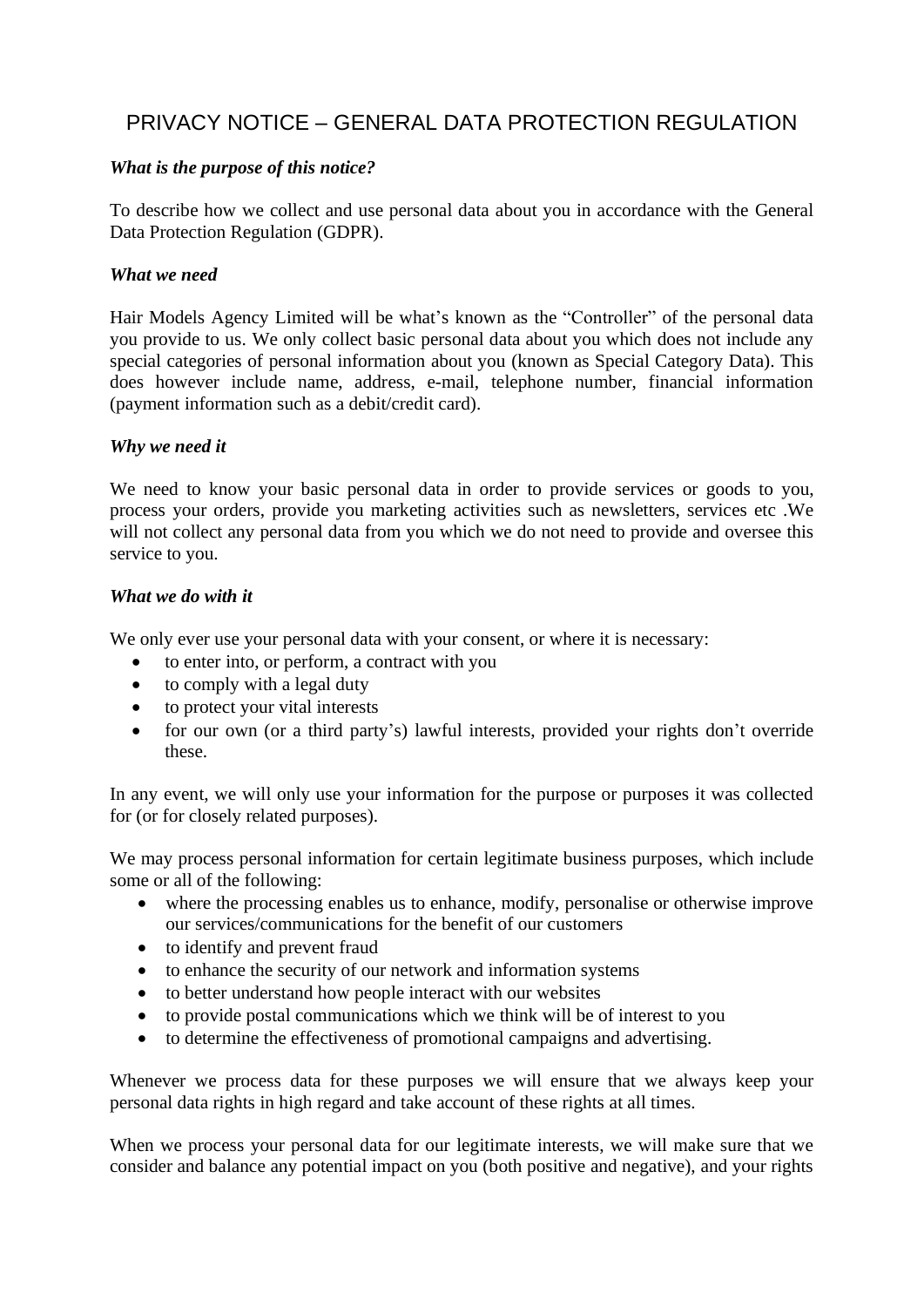# PRIVACY NOTICE – GENERAL DATA PROTECTION REGULATION

***What is the purpose of this notice?***

To describe how we collect and use personal data about you in accordance with the General Data Protection Regulation (GDPR).

***What we need***

Hair Models Agency Limited will be what's known as the "Controller" of the personal data you provide to us. We only collect basic personal data about you which does not include any special categories of personal information about you (known as Special Category Data). This does however include name, address, e-mail, telephone number, financial information (payment information such as a debit/credit card).

***Why we need it***

We need to know your basic personal data in order to provide services or goods to you, process your orders, provide you marketing activities such as newsletters, services etc .We will not collect any personal data from you which we do not need to provide and oversee this service to you.

***What we do with it***

We only ever use your personal data with your consent, or where it is necessary:

- to enter into, or perform, a contract with you
- to comply with a legal duty
- to protect your vital interests
- for our own (or a third party's) lawful interests, provided your rights don't override these.

In any event, we will only use your information for the purpose or purposes it was collected for (or for closely related purposes).

We may process personal information for certain legitimate business purposes, which include some or all of the following:

- where the processing enables us to enhance, modify, personalise or otherwise improve our services/communications for the benefit of our customers
- to identify and prevent fraud
- to enhance the security of our network and information systems
- to better understand how people interact with our websites
- to provide postal communications which we think will be of interest to you
- to determine the effectiveness of promotional campaigns and advertising.

Whenever we process data for these purposes we will ensure that we always keep your personal data rights in high regard and take account of these rights at all times.

When we process your personal data for our legitimate interests, we will make sure that we consider and balance any potential impact on you (both positive and negative), and your rights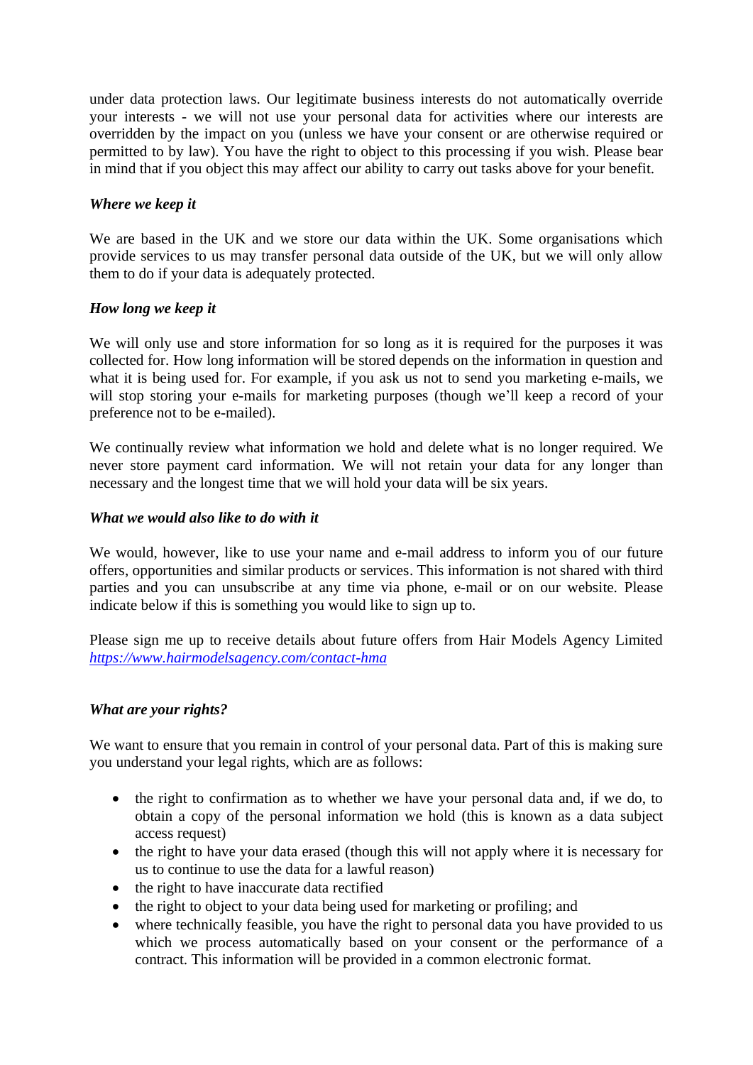under data protection laws. Our legitimate business interests do not automatically override your interests - we will not use your personal data for activities where our interests are overridden by the impact on you (unless we have your consent or are otherwise required or permitted to by law). You have the right to object to this processing if you wish. Please bear in mind that if you object this may affect our ability to carry out tasks above for your benefit.

***Where we keep it***

We are based in the UK and we store our data within the UK. Some organisations which provide services to us may transfer personal data outside of the UK, but we will only allow them to do if your data is adequately protected.

***How long we keep it***

We will only use and store information for so long as it is required for the purposes it was collected for. How long information will be stored depends on the information in question and what it is being used for. For example, if you ask us not to send you marketing e-mails, we will stop storing your e-mails for marketing purposes (though we'll keep a record of your preference not to be e-mailed).

We continually review what information we hold and delete what is no longer required. We never store payment card information. We will not retain your data for any longer than necessary and the longest time that we will hold your data will be six years.

***What we would also like to do with it***

We would, however, like to use your name and e-mail address to inform you of our future offers, opportunities and similar products or services. This information is not shared with third parties and you can unsubscribe at any time via phone, e-mail or on our website. Please indicate below if this is something you would like to sign up to.

Please sign me up to receive details about future offers from Hair Models Agency Limited *https://www.hairmodelsagency.com/contact-hma*

***What are your rights?***

We want to ensure that you remain in control of your personal data. Part of this is making sure you understand your legal rights, which are as follows:

- the right to confirmation as to whether we have your personal data and, if we do, to obtain a copy of the personal information we hold (this is known as a data subject access request)
- the right to have your data erased (though this will not apply where it is necessary for us to continue to use the data for a lawful reason)
- the right to have inaccurate data rectified
- the right to object to your data being used for marketing or profiling; and
- where technically feasible, you have the right to personal data you have provided to us which we process automatically based on your consent or the performance of a contract. This information will be provided in a common electronic format.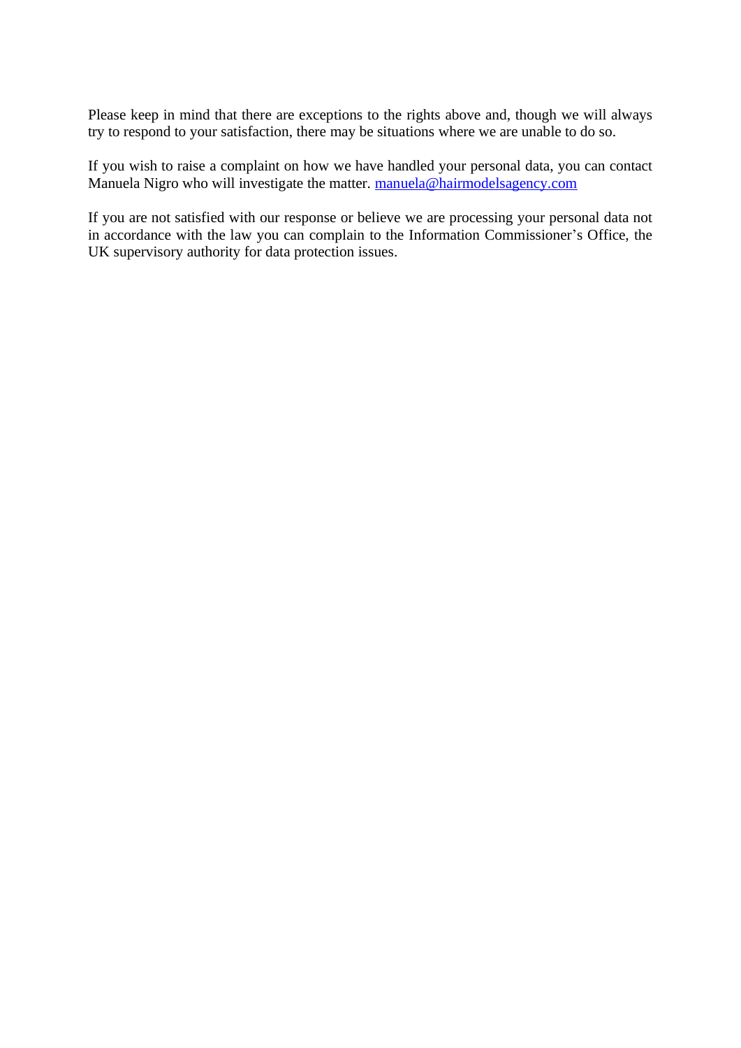Please keep in mind that there are exceptions to the rights above and, though we will always try to respond to your satisfaction, there may be situations where we are unable to do so.

If you wish to raise a complaint on how we have handled your personal data, you can contact Manuela Nigro who will investigate the matter. manuela@hairmodelsagency.com

If you are not satisfied with our response or believe we are processing your personal data not in accordance with the law you can complain to the Information Commissioner's Office, the UK supervisory authority for data protection issues.